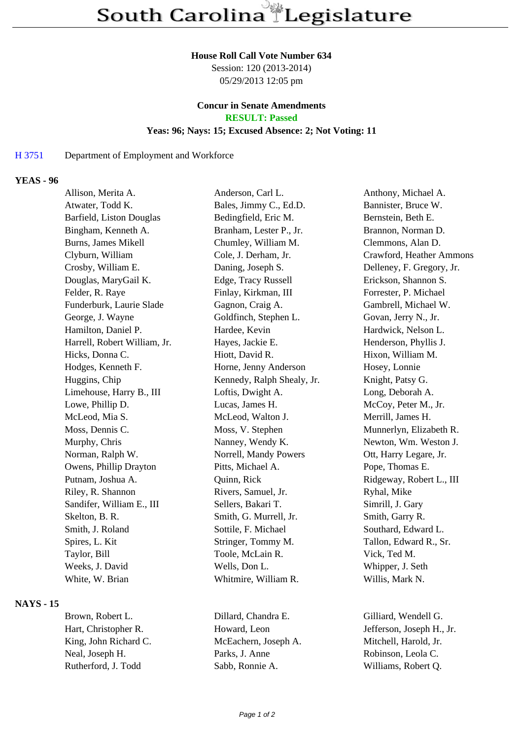# South Carolina Legislature

**House Roll Call Vote Number 634**
Session: 120 (2013-2014)
05/29/2013 12:05 pm

**Concur in Senate Amendments**
**RESULT: Passed**
**Yeas: 96; Nays: 15; Excused Absence: 2; Not Voting: 11**

H 3751 Department of Employment and Workforce

## YEAS - 96

| | | |
|---|---|---|
| Allison, Merita A. | Anderson, Carl L. | Anthony, Michael A. |
| Atwater, Todd K. | Bales, Jimmy C., Ed.D. | Bannister, Bruce W. |
| Barfield, Liston Douglas | Bedingfield, Eric M. | Bernstein, Beth E. |
| Bingham, Kenneth A. | Branham, Lester P., Jr. | Brannon, Norman D. |
| Burns, James Mikell | Chumley, William M. | Clemmons, Alan D. |
| Clyburn, William | Cole, J. Derham, Jr. | Crawford, Heather Ammons |
| Crosby, William E. | Daning, Joseph S. | Delleney, F. Gregory, Jr. |
| Douglas, MaryGail K. | Edge, Tracy Russell | Erickson, Shannon S. |
| Felder, R. Raye | Finlay, Kirkman, III | Forrester, P. Michael |
| Funderburk, Laurie Slade | Gagnon, Craig A. | Gambrell, Michael W. |
| George, J. Wayne | Goldfinch, Stephen L. | Govan, Jerry N., Jr. |
| Hamilton, Daniel P. | Hardee, Kevin | Hardwick, Nelson L. |
| Harrell, Robert William, Jr. | Hayes, Jackie E. | Henderson, Phyllis J. |
| Hicks, Donna C. | Hiott, David R. | Hixon, William M. |
| Hodges, Kenneth F. | Horne, Jenny Anderson | Hosey, Lonnie |
| Huggins, Chip | Kennedy, Ralph Shealy, Jr. | Knight, Patsy G. |
| Limehouse, Harry B., III | Loftis, Dwight A. | Long, Deborah A. |
| Lowe, Phillip D. | Lucas, James H. | McCoy, Peter M., Jr. |
| McLeod, Mia S. | McLeod, Walton J. | Merrill, James H. |
| Moss, Dennis C. | Moss, V. Stephen | Munnerlyn, Elizabeth R. |
| Murphy, Chris | Nanney, Wendy K. | Newton, Wm. Weston J. |
| Norman, Ralph W. | Norrell, Mandy Powers | Ott, Harry Legare, Jr. |
| Owens, Phillip Drayton | Pitts, Michael A. | Pope, Thomas E. |
| Putnam, Joshua A. | Quinn, Rick | Ridgeway, Robert L., III |
| Riley, R. Shannon | Rivers, Samuel, Jr. | Ryhal, Mike |
| Sandifer, William E., III | Sellers, Bakari T. | Simrill, J. Gary |
| Skelton, B. R. | Smith, G. Murrell, Jr. | Smith, Garry R. |
| Smith, J. Roland | Sottile, F. Michael | Southard, Edward L. |
| Spires, L. Kit | Stringer, Tommy M. | Tallon, Edward R., Sr. |
| Taylor, Bill | Toole, McLain R. | Vick, Ted M. |
| Weeks, J. David | Wells, Don L. | Whipper, J. Seth |
| White, W. Brian | Whitmire, William R. | Willis, Mark N. |

## NAYS - 15

| | | |
|---|---|---|
| Brown, Robert L. | Dillard, Chandra E. | Gilliard, Wendell G. |
| Hart, Christopher R. | Howard, Leon | Jefferson, Joseph H., Jr. |
| King, John Richard C. | McEachern, Joseph A. | Mitchell, Harold, Jr. |
| Neal, Joseph H. | Parks, J. Anne | Robinson, Leola C. |
| Rutherford, J. Todd | Sabb, Ronnie A. | Williams, Robert Q. |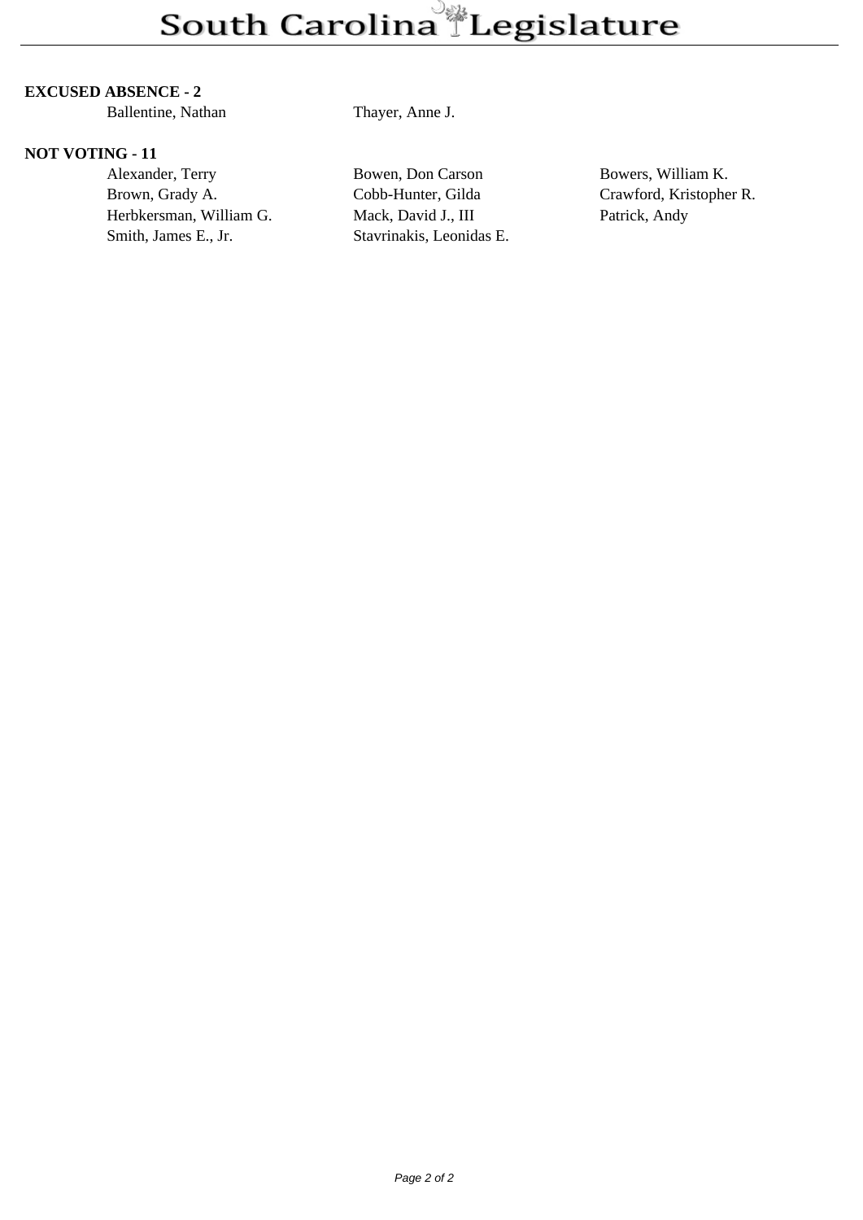**EXCUSED ABSENCE - 2**

| | |
|---|---|
| Ballentine, Nathan | Thayer, Anne J. |

**NOT VOTING - 11**

| | | |
|---|---|---|
| Alexander, Terry | Bowen, Don Carson | Bowers, William K. |
| Brown, Grady A. | Cobb-Hunter, Gilda | Crawford, Kristopher R. |
| Herbkersman, William G. | Mack, David J., III | Patrick, Andy |
| Smith, James E., Jr. | Stavrinakis, Leonidas E. | |